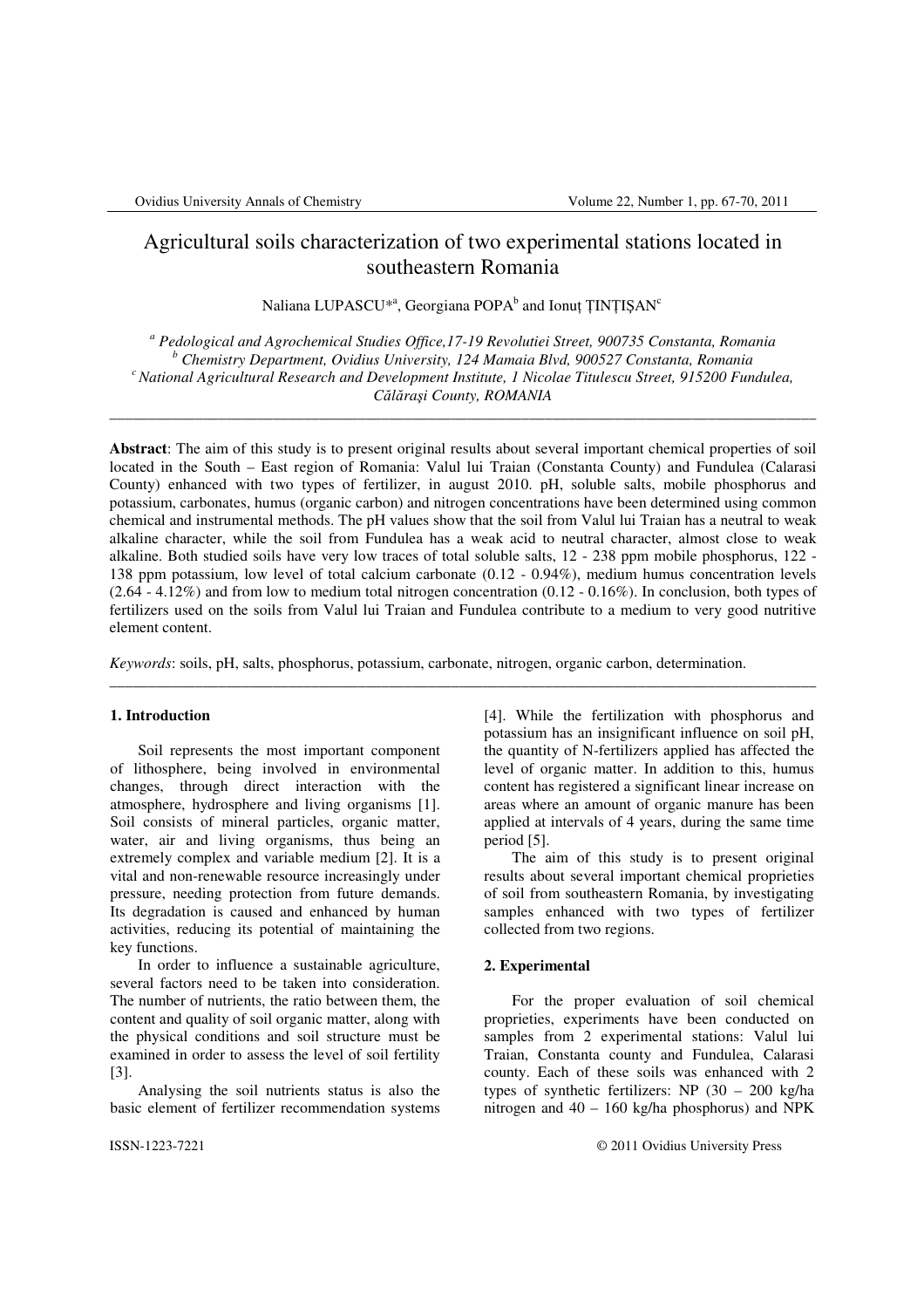# Agricultural soils characterization of two experimental stations located in southeastern Romania

Naliana LUPASCU*[a], Georgiana POPA[b] and Ionuț ȚINȚIȘAN[c]

[a] *Pedological and Agrochemical Studies Office,17-19 Revolutiei Street, 900735 Constanta, Romania*
[b] *Chemistry Department, Ovidius University, 124 Mamaia Blvd, 900527 Constanta, Romania*
[c] *National Agricultural Research and Development Institute, 1 Nicolae Titulescu Street, 915200 Fundulea, Călăraşi County, ROMANIA*

---

**Abstract**: The aim of this study is to present original results about several important chemical properties of soil located in the South – East region of Romania: Valul lui Traian (Constanta County) and Fundulea (Calarasi County) enhanced with two types of fertilizer, in august 2010. pH, soluble salts, mobile phosphorus and potassium, carbonates, humus (organic carbon) and nitrogen concentrations have been determined using common chemical and instrumental methods. The pH values show that the soil from Valul lui Traian has a neutral to weak alkaline character, while the soil from Fundulea has a weak acid to neutral character, almost close to weak alkaline. Both studied soils have very low traces of total soluble salts, 12 - 238 ppm mobile phosphorus, 122 - 138 ppm potassium, low level of total calcium carbonate (0.12 - 0.94%), medium humus concentration levels (2.64 - 4.12%) and from low to medium total nitrogen concentration (0.12 - 0.16%). In conclusion, both types of fertilizers used on the soils from Valul lui Traian and Fundulea contribute to a medium to very good nutritive element content.

*Keywords*: soils, pH, salts, phosphorus, potassium, carbonate, nitrogen, organic carbon, determination.

---

## 1. Introduction

Soil represents the most important component of lithosphere, being involved in environmental changes, through direct interaction with the atmosphere, hydrosphere and living organisms [1]. Soil consists of mineral particles, organic matter, water, air and living organisms, thus being an extremely complex and variable medium [2]. It is a vital and non-renewable resource increasingly under pressure, needing protection from future demands. Its degradation is caused and enhanced by human activities, reducing its potential of maintaining the key functions.

In order to influence a sustainable agriculture, several factors need to be taken into consideration. The number of nutrients, the ratio between them, the content and quality of soil organic matter, along with the physical conditions and soil structure must be examined in order to assess the level of soil fertility [3].

Analysing the soil nutrients status is also the basic element of fertilizer recommendation systems [4]. While the fertilization with phosphorus and potassium has an insignificant influence on soil pH, the quantity of N-fertilizers applied has affected the level of organic matter. In addition to this, humus content has registered a significant linear increase on areas where an amount of organic manure has been applied at intervals of 4 years, during the same time period [5].

The aim of this study is to present original results about several important chemical proprieties of soil from southeastern Romania, by investigating samples enhanced with two types of fertilizer collected from two regions.

## 2. Experimental

For the proper evaluation of soil chemical proprieties, experiments have been conducted on samples from 2 experimental stations: Valul lui Traian, Constanta county and Fundulea, Calarasi county. Each of these soils was enhanced with 2 types of synthetic fertilizers: NP (30 – 200 kg/ha nitrogen and 40 – 160 kg/ha phosphorus) and NPK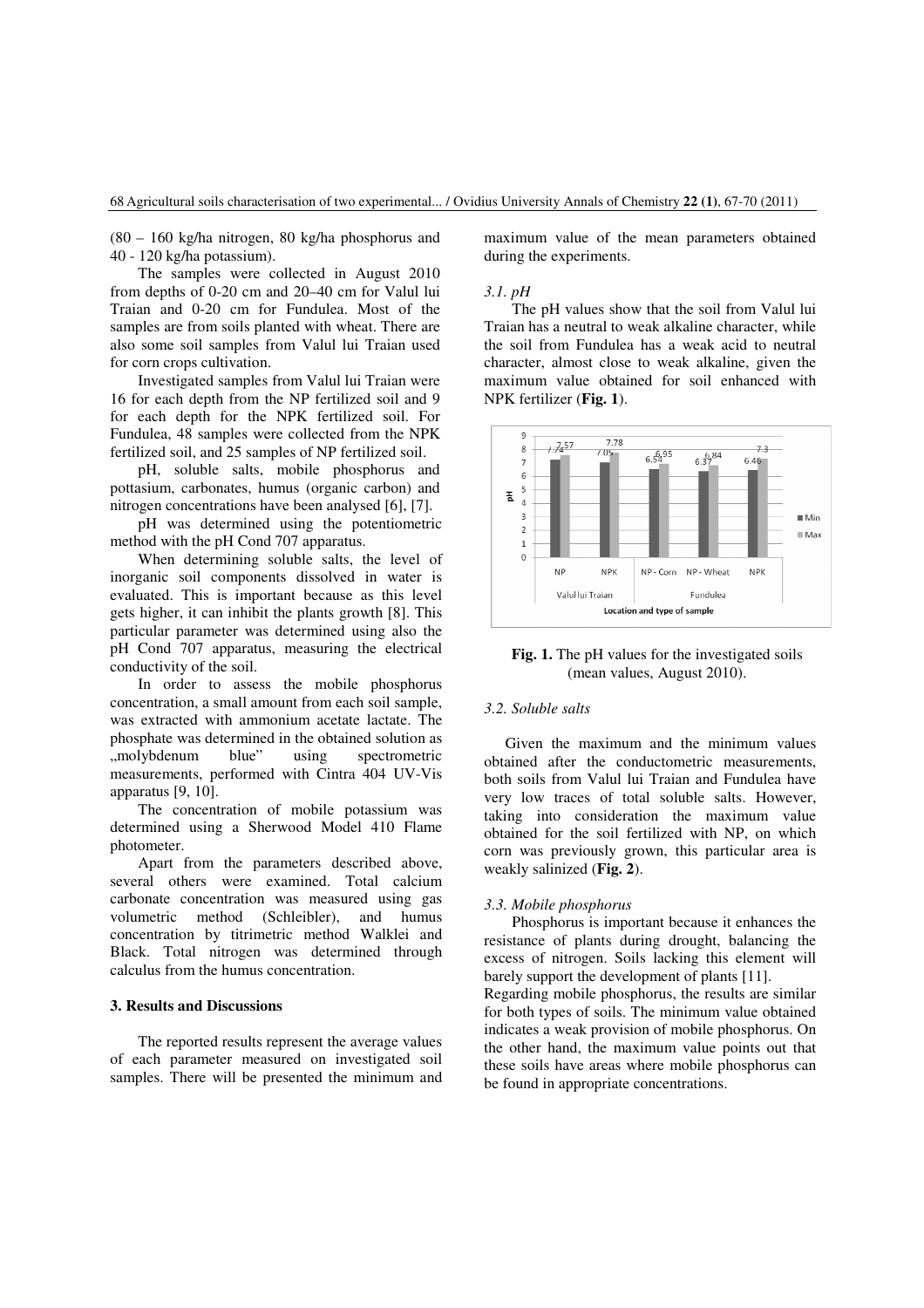(80 – 160 kg/ha nitrogen, 80 kg/ha phosphorus and 40 - 120 kg/ha potassium).

The samples were collected in August 2010 from depths of 0-20 cm and 20–40 cm for Valul lui Traian and 0-20 cm for Fundulea. Most of the samples are from soils planted with wheat. There are also some soil samples from Valul lui Traian used for corn crops cultivation.

Investigated samples from Valul lui Traian were 16 for each depth from the NP fertilized soil and 9 for each depth for the NPK fertilized soil. For Fundulea, 48 samples were collected from the NPK fertilized soil, and 25 samples of NP fertilized soil.

pH, soluble salts, mobile phosphorus and pottasium, carbonates, humus (organic carbon) and nitrogen concentrations have been analysed [6], [7].

pH was determined using the potentiometric method with the pH Cond 707 apparatus.

When determining soluble salts, the level of inorganic soil components dissolved in water is evaluated. This is important because as this level gets higher, it can inhibit the plants growth [8]. This particular parameter was determined using also the pH Cond 707 apparatus, measuring the electrical conductivity of the soil.

In order to assess the mobile phosphorus concentration, a small amount from each soil sample, was extracted with ammonium acetate lactate. The phosphate was determined in the obtained solution as „molybdenum blue" using spectrometric measurements, performed with Cintra 404 UV-Vis apparatus [9, 10].

The concentration of mobile potassium was determined using a Sherwood Model 410 Flame photometer.

Apart from the parameters described above, several others were examined. Total calcium carbonate concentration was measured using gas volumetric method (Schleibler), and humus concentration by titrimetric method Walklei and Black. Total nitrogen was determined through calculus from the humus concentration.

## 3. Results and Discussions

The reported results represent the average values of each parameter measured on investigated soil samples. There will be presented the minimum and maximum value of the mean parameters obtained during the experiments.

### *3.1. pH*

The pH values show that the soil from Valul lui Traian has a neutral to weak alkaline character, while the soil from Fundulea has a weak acid to neutral character, almost close to weak alkaline, given the maximum value obtained for soil enhanced with NPK fertilizer (**Fig. 1**).

**Fig. 1.** The pH values for the investigated soils (mean values, August 2010).

### *3.2. Soluble salts*

Given the maximum and the minimum values obtained after the conductometric measurements, both soils from Valul lui Traian and Fundulea have very low traces of total soluble salts. However, taking into consideration the maximum value obtained for the soil fertilized with NP, on which corn was previously grown, this particular area is weakly salinized (**Fig. 2**).

### *3.3. Mobile phosphorus*

Phosphorus is important because it enhances the resistance of plants during drought, balancing the excess of nitrogen. Soils lacking this element will barely support the development of plants [11].

Regarding mobile phosphorus, the results are similar for both types of soils. The minimum value obtained indicates a weak provision of mobile phosphorus. On the other hand, the maximum value points out that these soils have areas where mobile phosphorus can be found in appropriate concentrations.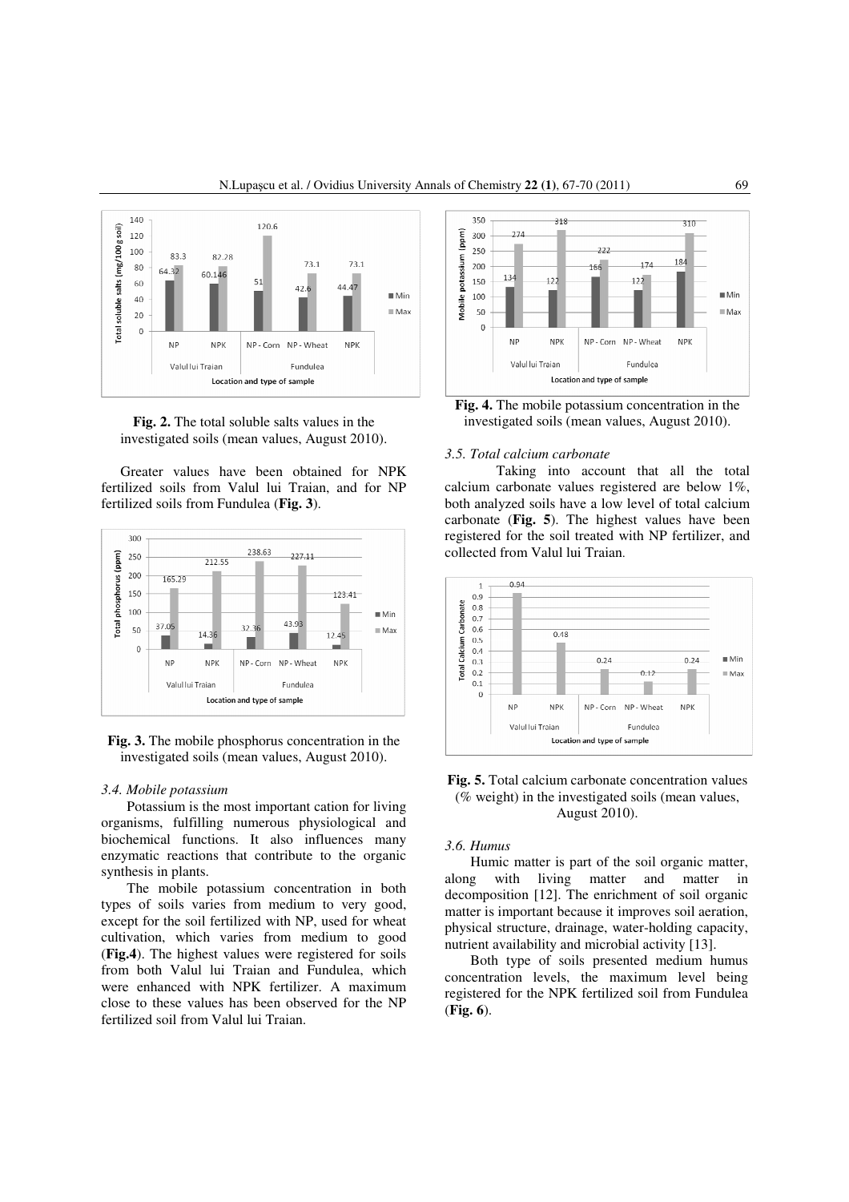**Fig. 2.** The total soluble salts values in the investigated soils (mean values, August 2010).

Greater values have been obtained for NPK fertilized soils from Valul lui Traian, and for NP fertilized soils from Fundulea (**Fig. 3**).

**Fig. 3.** The mobile phosphorus concentration in the investigated soils (mean values, August 2010).

### *3.4. Mobile potassium*

Potassium is the most important cation for living organisms, fulfilling numerous physiological and biochemical functions. It also influences many enzymatic reactions that contribute to the organic synthesis in plants.

The mobile potassium concentration in both types of soils varies from medium to very good, except for the soil fertilized with NP, used for wheat cultivation, which varies from medium to good (**Fig.4**). The highest values were registered for soils from both Valul lui Traian and Fundulea, which were enhanced with NPK fertilizer. A maximum close to these values has been observed for the NP fertilized soil from Valul lui Traian.

**Fig. 4.** The mobile potassium concentration in the investigated soils (mean values, August 2010).

### *3.5. Total calcium carbonate*

Taking into account that all the total calcium carbonate values registered are below 1%, both analyzed soils have a low level of total calcium carbonate (**Fig. 5**). The highest values have been registered for the soil treated with NP fertilizer, and collected from Valul lui Traian.

**Fig. 5.** Total calcium carbonate concentration values (% weight) in the investigated soils (mean values, August 2010).

### *3.6. Humus*

Humic matter is part of the soil organic matter, along with living matter and matter in decomposition [12]. The enrichment of soil organic matter is important because it improves soil aeration, physical structure, drainage, water-holding capacity, nutrient availability and microbial activity [13].

Both type of soils presented medium humus concentration levels, the maximum level being registered for the NPK fertilized soil from Fundulea (**Fig. 6**).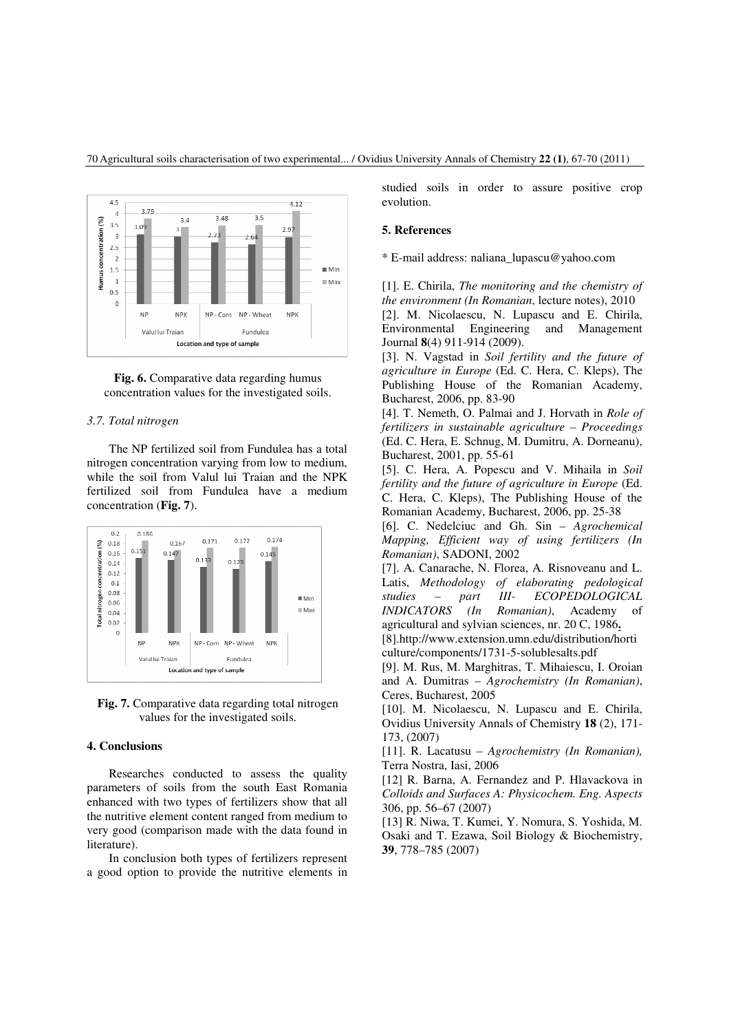4.5
4
3.5
3
2.5
2
1.5
1
0.5
0

Humus concentration (%)

3.79
3.09
3.4
3
3.48
2.73
3.5
2.64
4.12
2.97

NP
NPK
NP - Corn
NP - Wheat
NPK

Valul lui Traian
Fundulea

Location and type of sample

Min
Max

**Fig. 6.** Comparative data regarding humus concentration values for the investigated soils.

### *3.7. Total nitrogen*

The NP fertilized soil from Fundulea has a total nitrogen concentration varying from low to medium, while the soil from Valul lui Traian and the NPK fertilized soil from Fundulea have a medium concentration (**Fig. 7**).

0.2
0.18
0.16
0.14
0.12
0.1
0.08
0.06
0.04
0.02
0

Total nitrogen concentration (%)

0.186
0.151
0.167
0.147
0.171
0.133
0.172
0.129
0.174
0.145

NP
NPK
NP - Corn
NP - Wheat
NPK

Valul lui Traian
Fundulea

Location and type of sample

Min
Max

**Fig. 7.** Comparative data regarding total nitrogen values for the investigated soils.

## 4. Conclusions

Researches conducted to assess the quality parameters of soils from the south East Romania enhanced with two types of fertilizers show that all the nutritive element content ranged from medium to very good (comparison made with the data found in literature).

In conclusion both types of fertilizers represent a good option to provide the nutritive elements in studied soils in order to assure positive crop evolution.

## 5. References

* E-mail address: naliana_lupascu@yahoo.com

[1]. E. Chirila, *The monitoring and the chemistry of the environment (In Romanian*, lecture notes), 2010

[2]. M. Nicolaescu, N. Lupascu and E. Chirila, Environmental Engineering and Management Journal **8**(4) 911-914 (2009).

[3]. N. Vagstad in *Soil fertility and the future of agriculture in Europe* (Ed. C. Hera, C. Kleps), The Publishing House of the Romanian Academy, Bucharest, 2006, pp. 83-90

[4]. T. Nemeth, O. Palmai and J. Horvath in *Role of fertilizers in sustainable agriculture – Proceedings* (Ed. C. Hera, E. Schnug, M. Dumitru, A. Dorneanu), Bucharest, 2001, pp. 55-61

[5]. C. Hera, A. Popescu and V. Mihaila in *Soil fertility and the future of agriculture in Europe* (Ed. C. Hera, C. Kleps), The Publishing House of the Romanian Academy, Bucharest, 2006, pp. 25-38

[6]. C. Nedelciuc and Gh. Sin – *Agrochemical Mapping, Efficient way of using fertilizers (In Romanian)*, SADONI, 2002

[7]. A. Canarache, N. Florea, A. Risnoveanu and L. Latis, *Methodology of elaborating pedological studies – part III- ECOPEDOLOGICAL INDICATORS (In Romanian)*, Academy of agricultural and sylvian sciences, nr. 20 C, 1986**.**

[8].http://www.extension.umn.edu/distribution/horticulture/components/1731-5-solublesalts.pdf

[9]. M. Rus, M. Marghitras, T. Mihaiescu, I. Oroian and A. Dumitras – *Agrochemistry (In Romanian)*, Ceres, Bucharest, 2005

[10]. M. Nicolaescu, N. Lupascu and E. Chirila, Ovidius University Annals of Chemistry **18** (2), 171-173, (2007)

[11]. R. Lacatusu – *Agrochemistry (In Romanian),* Terra Nostra, Iasi, 2006

[12] R. Barna, A. Fernandez and P. Hlavackova in *Colloids and Surfaces A: Physicochem. Eng. Aspects* 306, pp. 56–67 (2007)

[13] R. Niwa, T. Kumei, Y. Nomura, S. Yoshida, M. Osaki and T. Ezawa, Soil Biology & Biochemistry, **39**, 778–785 (2007)